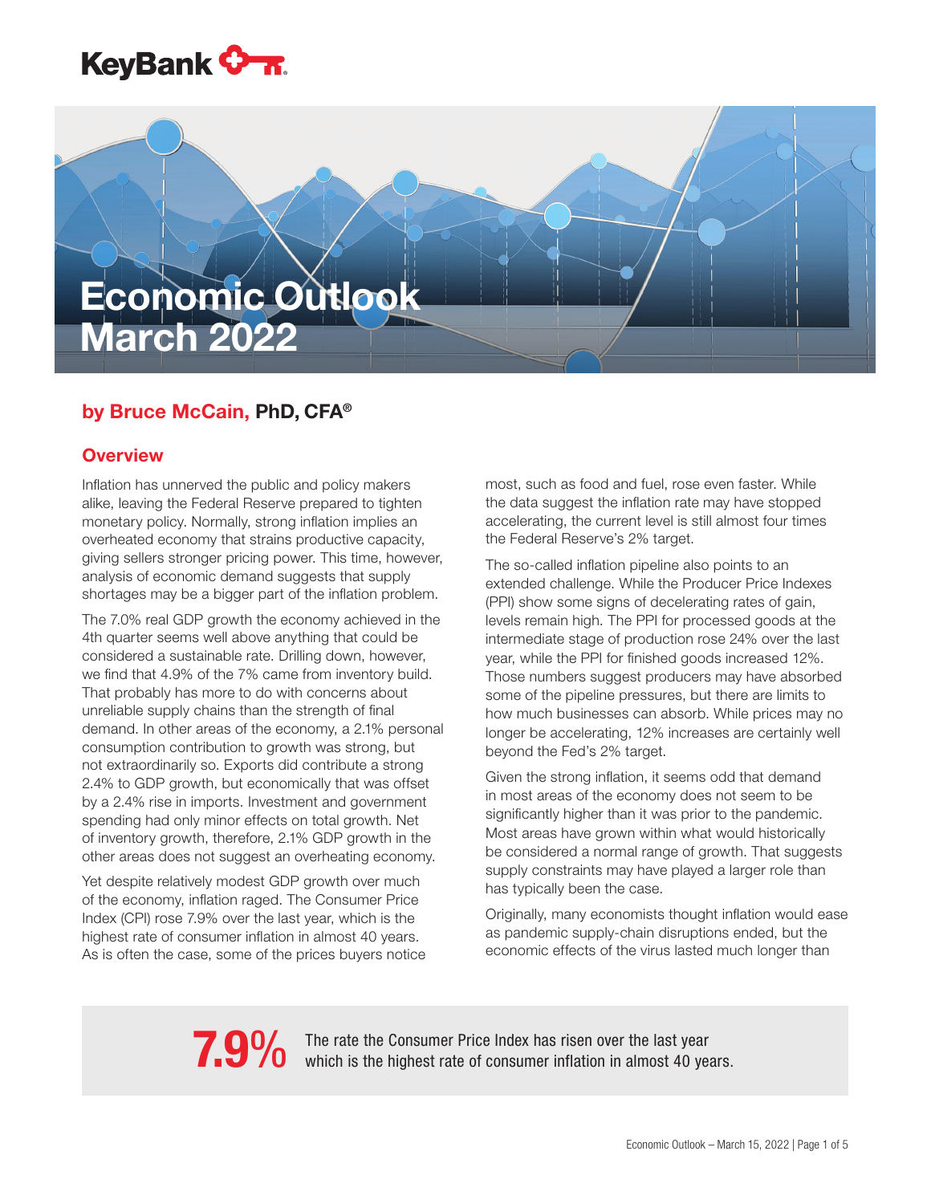# Economic Outlook March 2022

**by Bruce McCain, PhD, CFA®**

## Overview

Inflation has unnerved the public and policy makers alike, leaving the Federal Reserve prepared to tighten monetary policy. Normally, strong inflation implies an overheated economy that strains productive capacity, giving sellers stronger pricing power. This time, however, analysis of economic demand suggests that supply shortages may be a bigger part of the inflation problem.

The 7.0% real GDP growth the economy achieved in the 4th quarter seems well above anything that could be considered a sustainable rate. Drilling down, however, we find that 4.9% of the 7% came from inventory build. That probably has more to do with concerns about unreliable supply chains than the strength of final demand. In other areas of the economy, a 2.1% personal consumption contribution to growth was strong, but not extraordinarily so. Exports did contribute a strong 2.4% to GDP growth, but economically that was offset by a 2.4% rise in imports. Investment and government spending had only minor effects on total growth. Net of inventory growth, therefore, 2.1% GDP growth in the other areas does not suggest an overheating economy.

Yet despite relatively modest GDP growth over much of the economy, inflation raged. The Consumer Price Index (CPI) rose 7.9% over the last year, which is the highest rate of consumer inflation in almost 40 years. As is often the case, some of the prices buyers notice most, such as food and fuel, rose even faster. While the data suggest the inflation rate may have stopped accelerating, the current level is still almost four times the Federal Reserve's 2% target.

The so-called inflation pipeline also points to an extended challenge. While the Producer Price Indexes (PPI) show some signs of decelerating rates of gain, levels remain high. The PPI for processed goods at the intermediate stage of production rose 24% over the last year, while the PPI for finished goods increased 12%. Those numbers suggest producers may have absorbed some of the pipeline pressures, but there are limits to how much businesses can absorb. While prices may no longer be accelerating, 12% increases are certainly well beyond the Fed's 2% target.

Given the strong inflation, it seems odd that demand in most areas of the economy does not seem to be significantly higher than it was prior to the pandemic. Most areas have grown within what would historically be considered a normal range of growth. That suggests supply constraints may have played a larger role than has typically been the case.

Originally, many economists thought inflation would ease as pandemic supply-chain disruptions ended, but the economic effects of the virus lasted much longer than

> **7.9%** The rate the Consumer Price Index has risen over the last year which is the highest rate of consumer inflation in almost 40 years.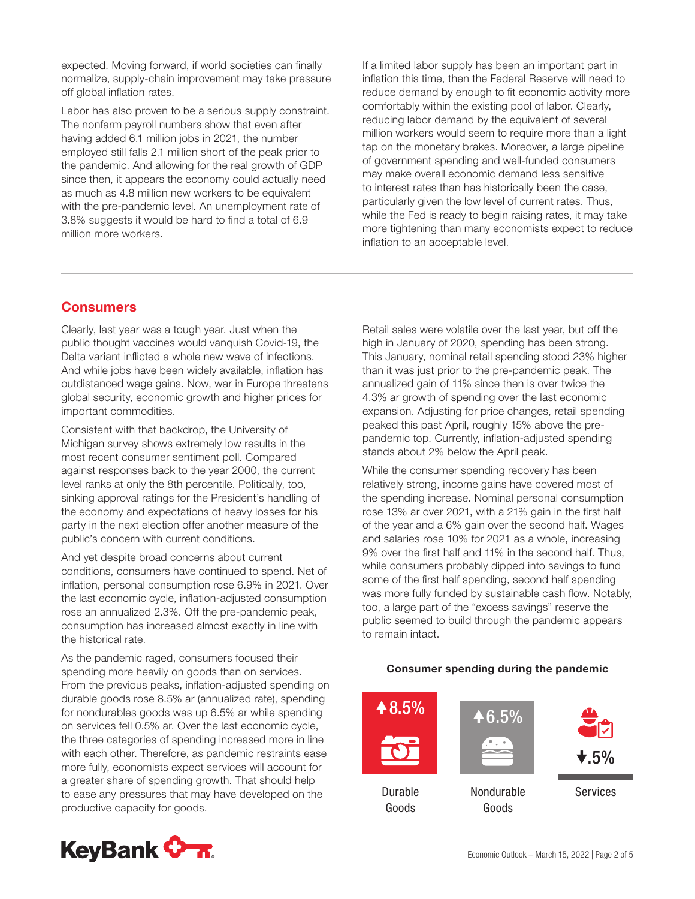expected. Moving forward, if world societies can finally normalize, supply-chain improvement may take pressure off global inflation rates.

Labor has also proven to be a serious supply constraint. The nonfarm payroll numbers show that even after having added 6.1 million jobs in 2021, the number employed still falls 2.1 million short of the peak prior to the pandemic. And allowing for the real growth of GDP since then, it appears the economy could actually need as much as 4.8 million new workers to be equivalent with the pre-pandemic level. An unemployment rate of 3.8% suggests it would be hard to find a total of 6.9 million more workers.

If a limited labor supply has been an important part in inflation this time, then the Federal Reserve will need to reduce demand by enough to fit economic activity more comfortably within the existing pool of labor. Clearly, reducing labor demand by the equivalent of several million workers would seem to require more than a light tap on the monetary brakes. Moreover, a large pipeline of government spending and well-funded consumers may make overall economic demand less sensitive to interest rates than has historically been the case, particularly given the low level of current rates. Thus, while the Fed is ready to begin raising rates, it may take more tightening than many economists expect to reduce inflation to an acceptable level.

## Consumers

Clearly, last year was a tough year. Just when the public thought vaccines would vanquish Covid-19, the Delta variant inflicted a whole new wave of infections. And while jobs have been widely available, inflation has outdistanced wage gains. Now, war in Europe threatens global security, economic growth and higher prices for important commodities.

Consistent with that backdrop, the University of Michigan survey shows extremely low results in the most recent consumer sentiment poll. Compared against responses back to the year 2000, the current level ranks at only the 8th percentile. Politically, too, sinking approval ratings for the President's handling of the economy and expectations of heavy losses for his party in the next election offer another measure of the public's concern with current conditions.

And yet despite broad concerns about current conditions, consumers have continued to spend. Net of inflation, personal consumption rose 6.9% in 2021. Over the last economic cycle, inflation-adjusted consumption rose an annualized 2.3%. Off the pre-pandemic peak, consumption has increased almost exactly in line with the historical rate.

As the pandemic raged, consumers focused their spending more heavily on goods than on services. From the previous peaks, inflation-adjusted spending on durable goods rose 8.5% ar (annualized rate), spending for nondurables goods was up 6.5% ar while spending on services fell 0.5% ar. Over the last economic cycle, the three categories of spending increased more in line with each other. Therefore, as pandemic restraints ease more fully, economists expect services will account for a greater share of spending growth. That should help to ease any pressures that may have developed on the productive capacity for goods.

Retail sales were volatile over the last year, but off the high in January of 2020, spending has been strong. This January, nominal retail spending stood 23% higher than it was just prior to the pre-pandemic peak. The annualized gain of 11% since then is over twice the 4.3% ar growth of spending over the last economic expansion. Adjusting for price changes, retail spending peaked this past April, roughly 15% above the pre-pandemic top. Currently, inflation-adjusted spending stands about 2% below the April peak.

While the consumer spending recovery has been relatively strong, income gains have covered most of the spending increase. Nominal personal consumption rose 13% ar over 2021, with a 21% gain in the first half of the year and a 6% gain over the second half. Wages and salaries rose 10% for 2021 as a whole, increasing 9% over the first half and 11% in the second half. Thus, while consumers probably dipped into savings to fund some of the first half spending, second half spending was more fully funded by sustainable cash flow. Notably, too, a large part of the "excess savings" reserve the public seemed to build through the pandemic appears to remain intact.

**Consumer spending during the pandemic**

| Durable Goods | Nondurable Goods | Services |
|---|---|---|
| ▲8.5% | ▲6.5% | ▼.5% |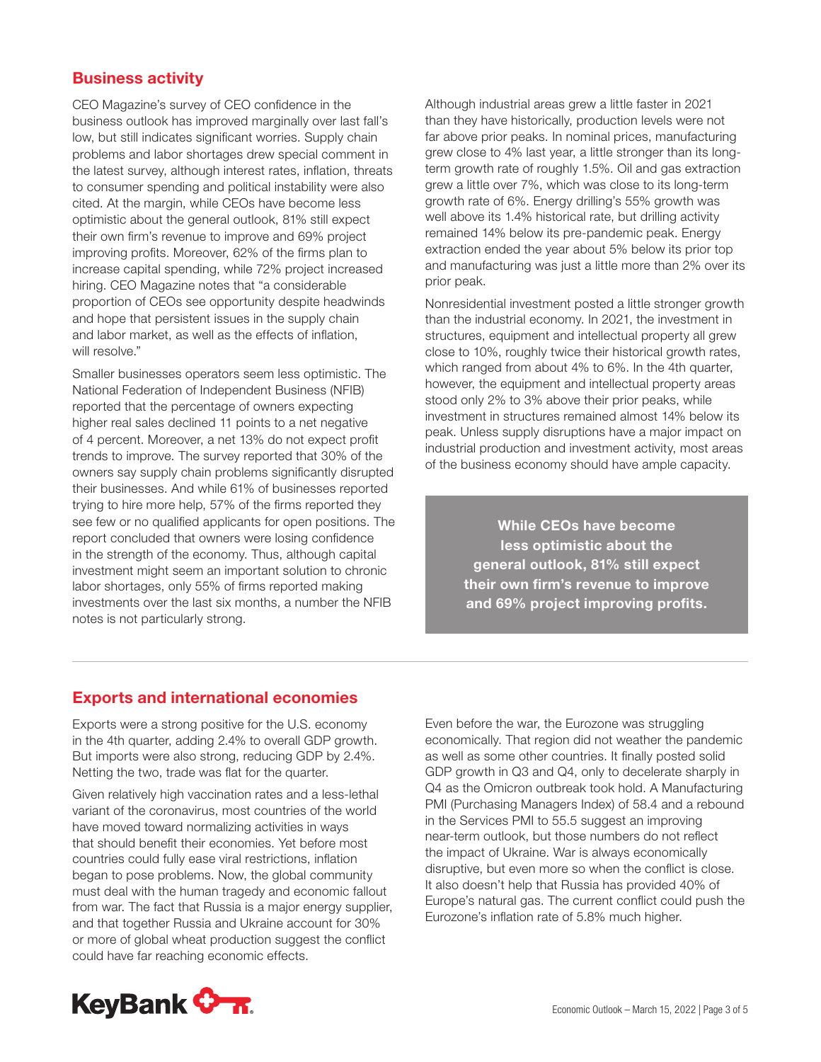## Business activity

CEO Magazine's survey of CEO confidence in the business outlook has improved marginally over last fall's low, but still indicates significant worries. Supply chain problems and labor shortages drew special comment in the latest survey, although interest rates, inflation, threats to consumer spending and political instability were also cited. At the margin, while CEOs have become less optimistic about the general outlook, 81% still expect their own firm's revenue to improve and 69% project improving profits. Moreover, 62% of the firms plan to increase capital spending, while 72% project increased hiring. CEO Magazine notes that "a considerable proportion of CEOs see opportunity despite headwinds and hope that persistent issues in the supply chain and labor market, as well as the effects of inflation, will resolve."

Smaller businesses operators seem less optimistic. The National Federation of Independent Business (NFIB) reported that the percentage of owners expecting higher real sales declined 11 points to a net negative of 4 percent. Moreover, a net 13% do not expect profit trends to improve. The survey reported that 30% of the owners say supply chain problems significantly disrupted their businesses. And while 61% of businesses reported trying to hire more help, 57% of the firms reported they see few or no qualified applicants for open positions. The report concluded that owners were losing confidence in the strength of the economy. Thus, although capital investment might seem an important solution to chronic labor shortages, only 55% of firms reported making investments over the last six months, a number the NFIB notes is not particularly strong.

Although industrial areas grew a little faster in 2021 than they have historically, production levels were not far above prior peaks. In nominal prices, manufacturing grew close to 4% last year, a little stronger than its long-term growth rate of roughly 1.5%. Oil and gas extraction grew a little over 7%, which was close to its long-term growth rate of 6%. Energy drilling's 55% growth was well above its 1.4% historical rate, but drilling activity remained 14% below its pre-pandemic peak. Energy extraction ended the year about 5% below its prior top and manufacturing was just a little more than 2% over its prior peak.

Nonresidential investment posted a little stronger growth than the industrial economy. In 2021, the investment in structures, equipment and intellectual property all grew close to 10%, roughly twice their historical growth rates, which ranged from about 4% to 6%. In the 4th quarter, however, the equipment and intellectual property areas stood only 2% to 3% above their prior peaks, while investment in structures remained almost 14% below its peak. Unless supply disruptions have a major impact on industrial production and investment activity, most areas of the business economy should have ample capacity.

**While CEOs have become less optimistic about the general outlook, 81% still expect their own firm's revenue to improve and 69% project improving profits.**

## Exports and international economies

Exports were a strong positive for the U.S. economy in the 4th quarter, adding 2.4% to overall GDP growth. But imports were also strong, reducing GDP by 2.4%. Netting the two, trade was flat for the quarter.

Given relatively high vaccination rates and a less-lethal variant of the coronavirus, most countries of the world have moved toward normalizing activities in ways that should benefit their economies. Yet before most countries could fully ease viral restrictions, inflation began to pose problems. Now, the global community must deal with the human tragedy and economic fallout from war. The fact that Russia is a major energy supplier, and that together Russia and Ukraine account for 30% or more of global wheat production suggest the conflict could have far reaching economic effects.

Even before the war, the Eurozone was struggling economically. That region did not weather the pandemic as well as some other countries. It finally posted solid GDP growth in Q3 and Q4, only to decelerate sharply in Q4 as the Omicron outbreak took hold. A Manufacturing PMI (Purchasing Managers Index) of 58.4 and a rebound in the Services PMI to 55.5 suggest an improving near-term outlook, but those numbers do not reflect the impact of Ukraine. War is always economically disruptive, but even more so when the conflict is close. It also doesn't help that Russia has provided 40% of Europe's natural gas. The current conflict could push the Eurozone's inflation rate of 5.8% much higher.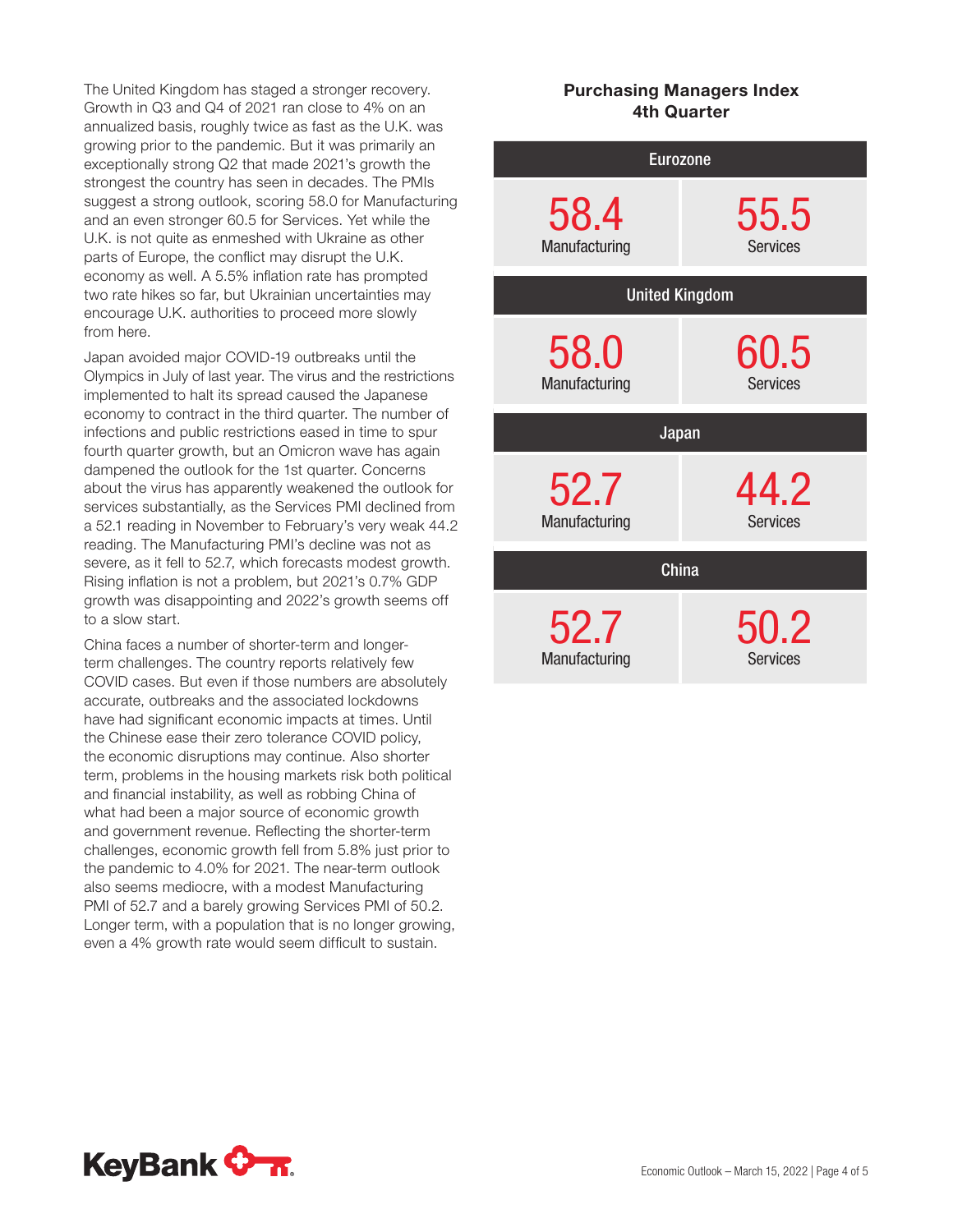The United Kingdom has staged a stronger recovery. Growth in Q3 and Q4 of 2021 ran close to 4% on an annualized basis, roughly twice as fast as the U.K. was growing prior to the pandemic. But it was primarily an exceptionally strong Q2 that made 2021's growth the strongest the country has seen in decades. The PMIs suggest a strong outlook, scoring 58.0 for Manufacturing and an even stronger 60.5 for Services. Yet while the U.K. is not quite as enmeshed with Ukraine as other parts of Europe, the conflict may disrupt the U.K. economy as well. A 5.5% inflation rate has prompted two rate hikes so far, but Ukrainian uncertainties may encourage U.K. authorities to proceed more slowly from here.

Japan avoided major COVID-19 outbreaks until the Olympics in July of last year. The virus and the restrictions implemented to halt its spread caused the Japanese economy to contract in the third quarter. The number of infections and public restrictions eased in time to spur fourth quarter growth, but an Omicron wave has again dampened the outlook for the 1st quarter. Concerns about the virus has apparently weakened the outlook for services substantially, as the Services PMI declined from a 52.1 reading in November to February's very weak 44.2 reading. The Manufacturing PMI's decline was not as severe, as it fell to 52.7, which forecasts modest growth. Rising inflation is not a problem, but 2021's 0.7% GDP growth was disappointing and 2022's growth seems off to a slow start.

China faces a number of shorter-term and longer-term challenges. The country reports relatively few COVID cases. But even if those numbers are absolutely accurate, outbreaks and the associated lockdowns have had significant economic impacts at times. Until the Chinese ease their zero tolerance COVID policy, the economic disruptions may continue. Also shorter term, problems in the housing markets risk both political and financial instability, as well as robbing China of what had been a major source of economic growth and government revenue. Reflecting the shorter-term challenges, economic growth fell from 5.8% just prior to the pandemic to 4.0% for 2021. The near-term outlook also seems mediocre, with a modest Manufacturing PMI of 52.7 and a barely growing Services PMI of 50.2. Longer term, with a population that is no longer growing, even a 4% growth rate would seem difficult to sustain.

**Purchasing Managers Index 4th Quarter**

| Region | Manufacturing | Services |
|---|---|---|
| Eurozone | 58.4 | 55.5 |
| United Kingdom | 58.0 | 60.5 |
| Japan | 52.7 | 44.2 |
| China | 52.7 | 50.2 |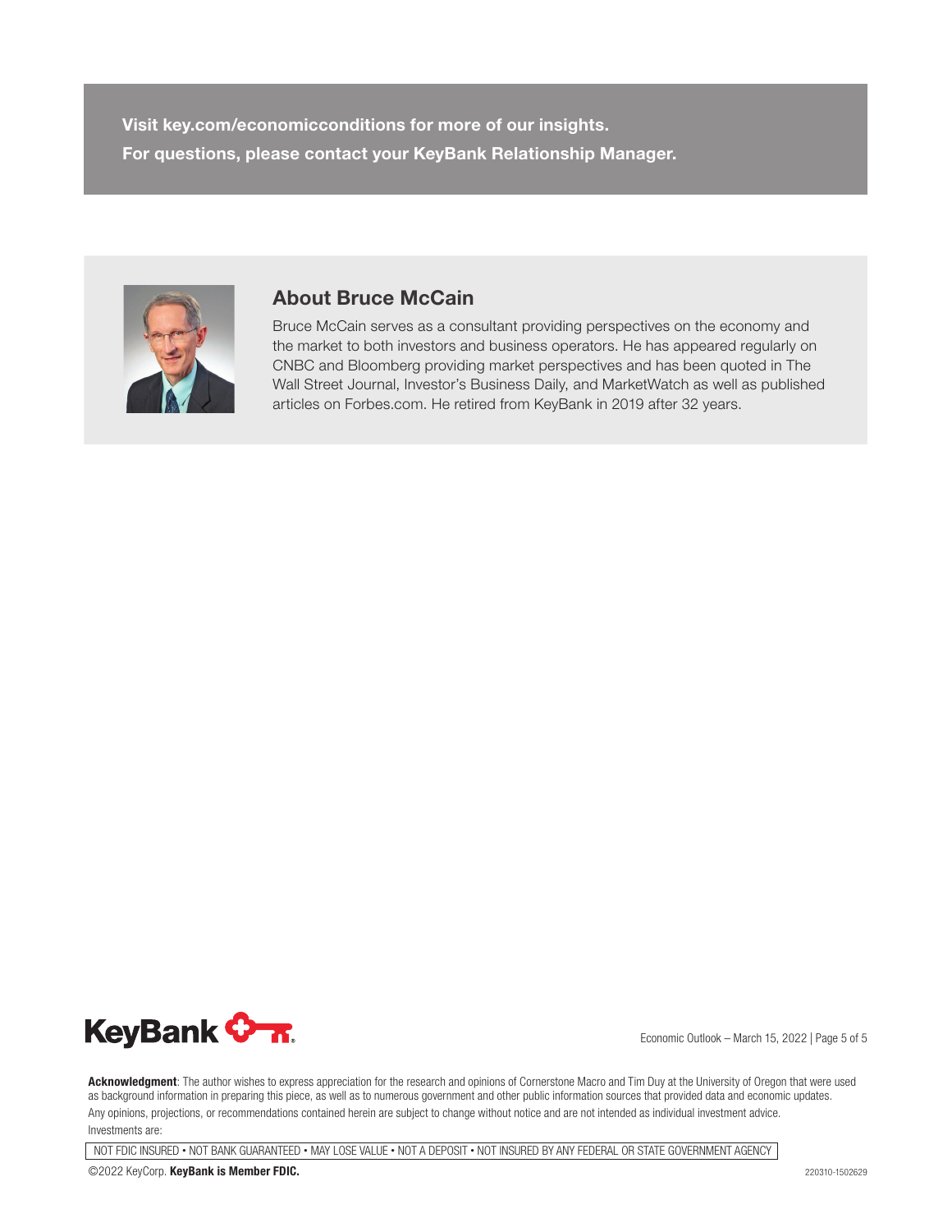**Visit key.com/economicconditions for more of our insights.**
**For questions, please contact your KeyBank Relationship Manager.**

## About Bruce McCain

Bruce McCain serves as a consultant providing perspectives on the economy and the market to both investors and business operators. He has appeared regularly on CNBC and Bloomberg providing market perspectives and has been quoted in The Wall Street Journal, Investor's Business Daily, and MarketWatch as well as published articles on Forbes.com. He retired from KeyBank in 2019 after 32 years.

**Acknowledgment**: The author wishes to express appreciation for the research and opinions of Cornerstone Macro and Tim Duy at the University of Oregon that were used as background information in preparing this piece, as well as to numerous government and other public information sources that provided data and economic updates.

Any opinions, projections, or recommendations contained herein are subject to change without notice and are not intended as individual investment advice.

Investments are:

NOT FDIC INSURED • NOT BANK GUARANTEED • MAY LOSE VALUE • NOT A DEPOSIT • NOT INSURED BY ANY FEDERAL OR STATE GOVERNMENT AGENCY

©2022 KeyCorp. **KeyBank is Member FDIC.**

220310-1502629